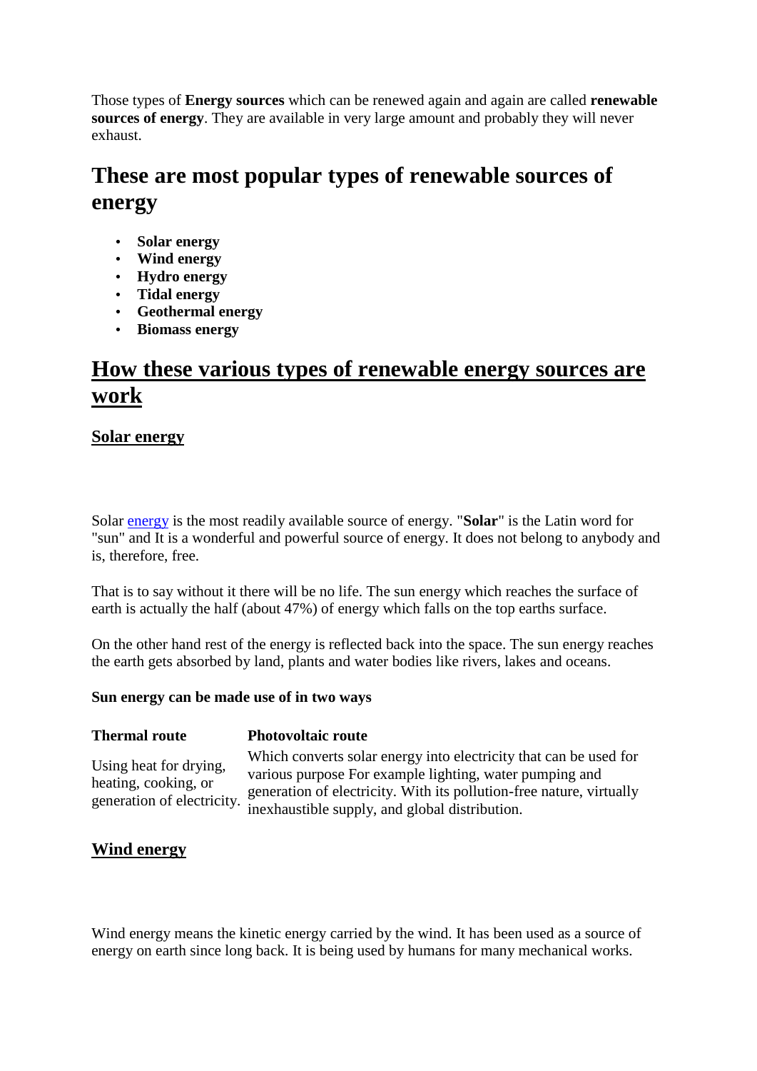Those types of **Energy sources** which can be renewed again and again are called **renewable sources of energy**. They are available in very large amount and probably they will never exhaust.

## These are most popular types of renewable sources of energy

- **Solar energy**
- **Wind energy**
- **Hydro energy**
- **Tidal energy**
- **Geothermal energy**
- **Biomass energy**

## How these various types of renewable energy sources are work

### Solar energy

Solar energy is the most readily available source of energy. "**Solar**" is the Latin word for "sun" and It is a wonderful and powerful source of energy. It does not belong to anybody and is, therefore, free.

That is to say without it there will be no life. The sun energy which reaches the surface of earth is actually the half (about 47%) of energy which falls on the top earths surface.

On the other hand rest of the energy is reflected back into the space. The sun energy reaches the earth gets absorbed by land, plants and water bodies like rivers, lakes and oceans.

**Sun energy can be made use of in two ways**

| Thermal route | Photovoltaic route |
|---|---|
| Using heat for drying, heating, cooking, or generation of electricity. | Which converts solar energy into electricity that can be used for various purpose For example lighting, water pumping and generation of electricity. With its pollution-free nature, virtually inexhaustible supply, and global distribution. |

### Wind energy

Wind energy means the kinetic energy carried by the wind. It has been used as a source of energy on earth since long back. It is being used by humans for many mechanical works.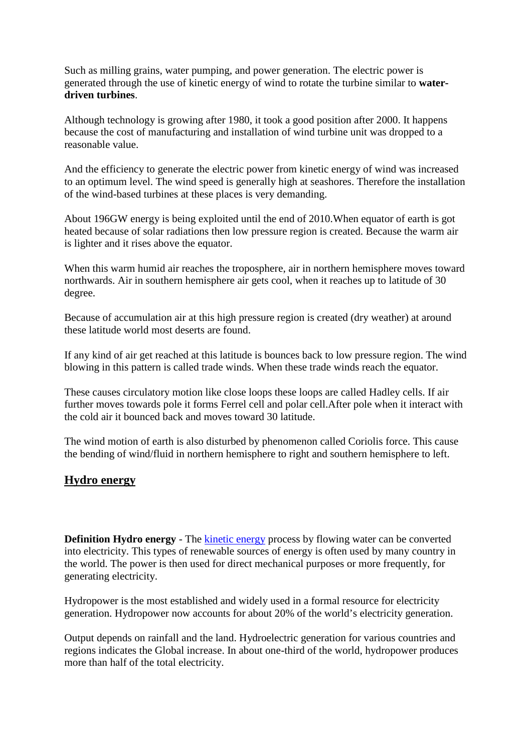Such as milling grains, water pumping, and power generation. The electric power is generated through the use of kinetic energy of wind to rotate the turbine similar to **water-driven turbines**.

Although technology is growing after 1980, it took a good position after 2000. It happens because the cost of manufacturing and installation of wind turbine unit was dropped to a reasonable value.

And the efficiency to generate the electric power from kinetic energy of wind was increased to an optimum level. The wind speed is generally high at seashores. Therefore the installation of the wind-based turbines at these places is very demanding.

About 196GW energy is being exploited until the end of 2010.When equator of earth is got heated because of solar radiations then low pressure region is created. Because the warm air is lighter and it rises above the equator.

When this warm humid air reaches the troposphere, air in northern hemisphere moves toward northwards. Air in southern hemisphere air gets cool, when it reaches up to latitude of 30 degree.

Because of accumulation air at this high pressure region is created (dry weather) at around these latitude world most deserts are found.

If any kind of air get reached at this latitude is bounces back to low pressure region. The wind blowing in this pattern is called trade winds. When these trade winds reach the equator.

These causes circulatory motion like close loops these loops are called Hadley cells. If air further moves towards pole it forms Ferrel cell and polar cell.After pole when it interact with the cold air it bounced back and moves toward 30 latitude.

The wind motion of earth is also disturbed by phenomenon called Coriolis force. This cause the bending of wind/fluid in northern hemisphere to right and southern hemisphere to left.

## Hydro energy

**Definition Hydro energy** - The [kinetic energy](kinetic energy) process by flowing water can be converted into electricity. This types of renewable sources of energy is often used by many country in the world. The power is then used for direct mechanical purposes or more frequently, for generating electricity.

Hydropower is the most established and widely used in a formal resource for electricity generation. Hydropower now accounts for about 20% of the world's electricity generation.

Output depends on rainfall and the land. Hydroelectric generation for various countries and regions indicates the Global increase. In about one-third of the world, hydropower produces more than half of the total electricity.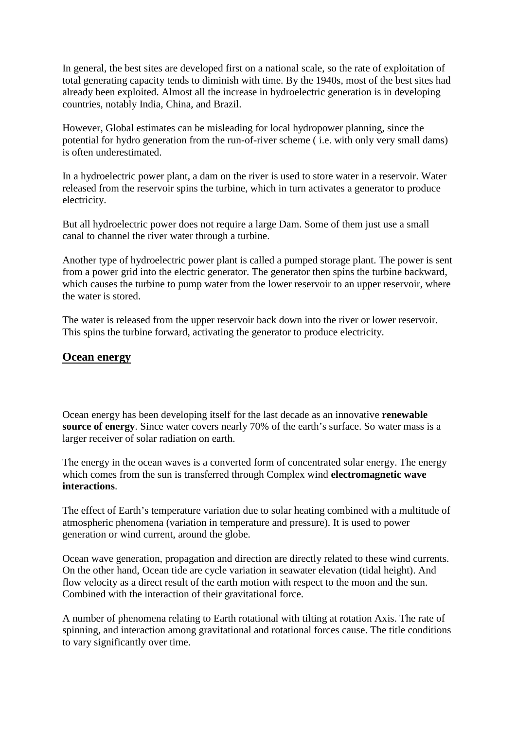In general, the best sites are developed first on a national scale, so the rate of exploitation of total generating capacity tends to diminish with time. By the 1940s, most of the best sites had already been exploited. Almost all the increase in hydroelectric generation is in developing countries, notably India, China, and Brazil.

However, Global estimates can be misleading for local hydropower planning, since the potential for hydro generation from the run-of-river scheme ( i.e. with only very small dams) is often underestimated.

In a hydroelectric power plant, a dam on the river is used to store water in a reservoir. Water released from the reservoir spins the turbine, which in turn activates a generator to produce electricity.

But all hydroelectric power does not require a large Dam. Some of them just use a small canal to channel the river water through a turbine.

Another type of hydroelectric power plant is called a pumped storage plant. The power is sent from a power grid into the electric generator. The generator then spins the turbine backward, which causes the turbine to pump water from the lower reservoir to an upper reservoir, where the water is stored.

The water is released from the upper reservoir back down into the river or lower reservoir. This spins the turbine forward, activating the generator to produce electricity.

## Ocean energy

Ocean energy has been developing itself for the last decade as an innovative **renewable source of energy**. Since water covers nearly 70% of the earth's surface. So water mass is a larger receiver of solar radiation on earth.

The energy in the ocean waves is a converted form of concentrated solar energy. The energy which comes from the sun is transferred through Complex wind **electromagnetic wave interactions**.

The effect of Earth's temperature variation due to solar heating combined with a multitude of atmospheric phenomena (variation in temperature and pressure). It is used to power generation or wind current, around the globe.

Ocean wave generation, propagation and direction are directly related to these wind currents. On the other hand, Ocean tide are cycle variation in seawater elevation (tidal height). And flow velocity as a direct result of the earth motion with respect to the moon and the sun. Combined with the interaction of their gravitational force.

A number of phenomena relating to Earth rotational with tilting at rotation Axis. The rate of spinning, and interaction among gravitational and rotational forces cause. The title conditions to vary significantly over time.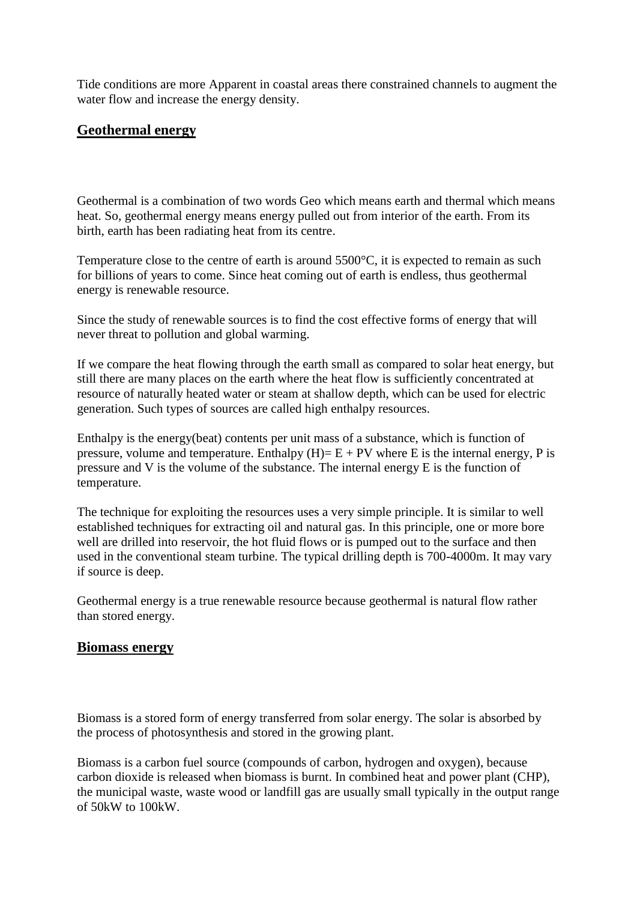Tide conditions are more Apparent in coastal areas there constrained channels to augment the water flow and increase the energy density.

## **Geothermal energy**

Geothermal is a combination of two words Geo which means earth and thermal which means heat. So, geothermal energy means energy pulled out from interior of the earth. From its birth, earth has been radiating heat from its centre.

Temperature close to the centre of earth is around 5500°C, it is expected to remain as such for billions of years to come. Since heat coming out of earth is endless, thus geothermal energy is renewable resource.

Since the study of renewable sources is to find the cost effective forms of energy that will never threat to pollution and global warming.

If we compare the heat flowing through the earth small as compared to solar heat energy, but still there are many places on the earth where the heat flow is sufficiently concentrated at resource of naturally heated water or steam at shallow depth, which can be used for electric generation. Such types of sources are called high enthalpy resources.

Enthalpy is the energy(beat) contents per unit mass of a substance, which is function of pressure, volume and temperature. Enthalpy $(H)= E + PV$ where E is the internal energy, P is pressure and V is the volume of the substance. The internal energy E is the function of temperature.

The technique for exploiting the resources uses a very simple principle. It is similar to well established techniques for extracting oil and natural gas. In this principle, one or more bore well are drilled into reservoir, the hot fluid flows or is pumped out to the surface and then used in the conventional steam turbine. The typical drilling depth is 700-4000m. It may vary if source is deep.

Geothermal energy is a true renewable resource because geothermal is natural flow rather than stored energy.

## **Biomass energy**

Biomass is a stored form of energy transferred from solar energy. The solar is absorbed by the process of photosynthesis and stored in the growing plant.

Biomass is a carbon fuel source (compounds of carbon, hydrogen and oxygen), because carbon dioxide is released when biomass is burnt. In combined heat and power plant (CHP), the municipal waste, waste wood or landfill gas are usually small typically in the output range of 50kW to 100kW.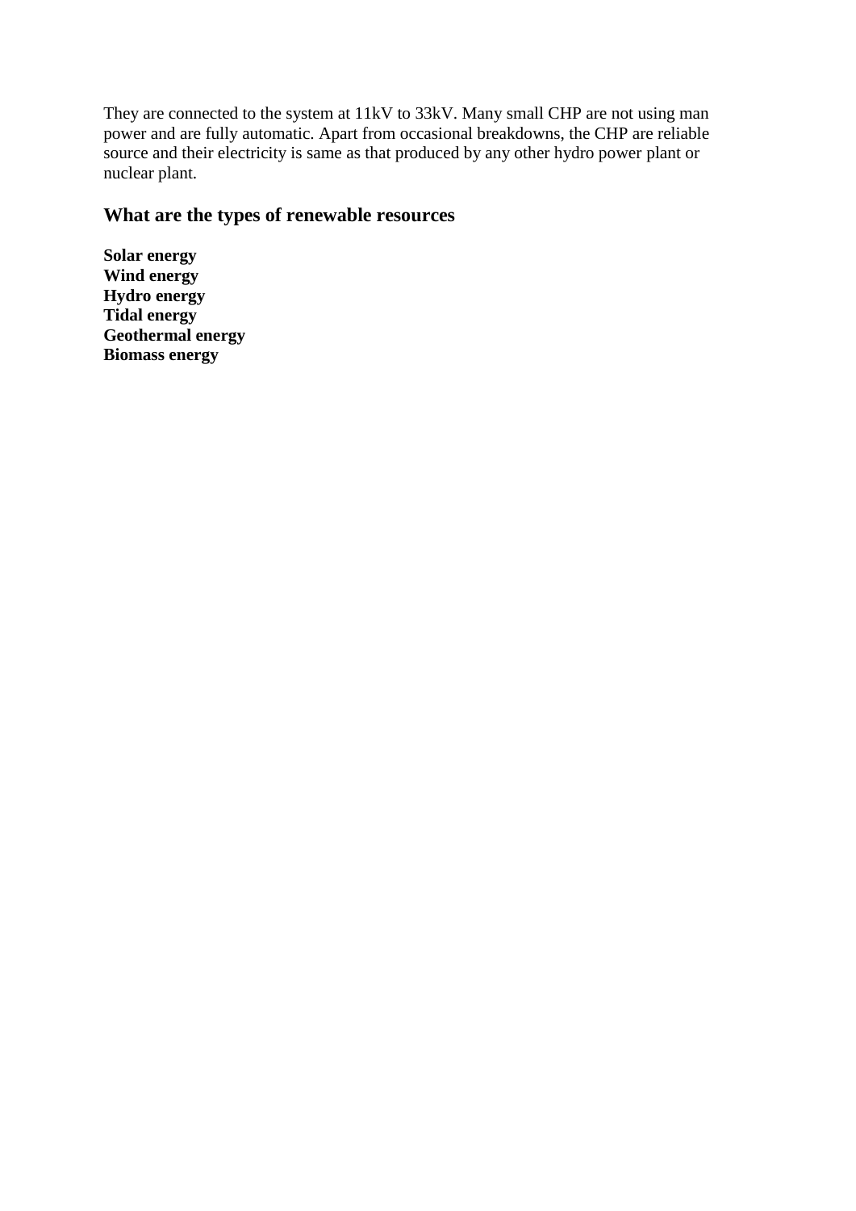They are connected to the system at 11kV to 33kV. Many small CHP are not using man power and are fully automatic. Apart from occasional breakdowns, the CHP are reliable source and their electricity is same as that produced by any other hydro power plant or nuclear plant.

## What are the types of renewable resources

**Solar energy**
**Wind energy**
**Hydro energy**
**Tidal energy**
**Geothermal energy**
**Biomass energy**